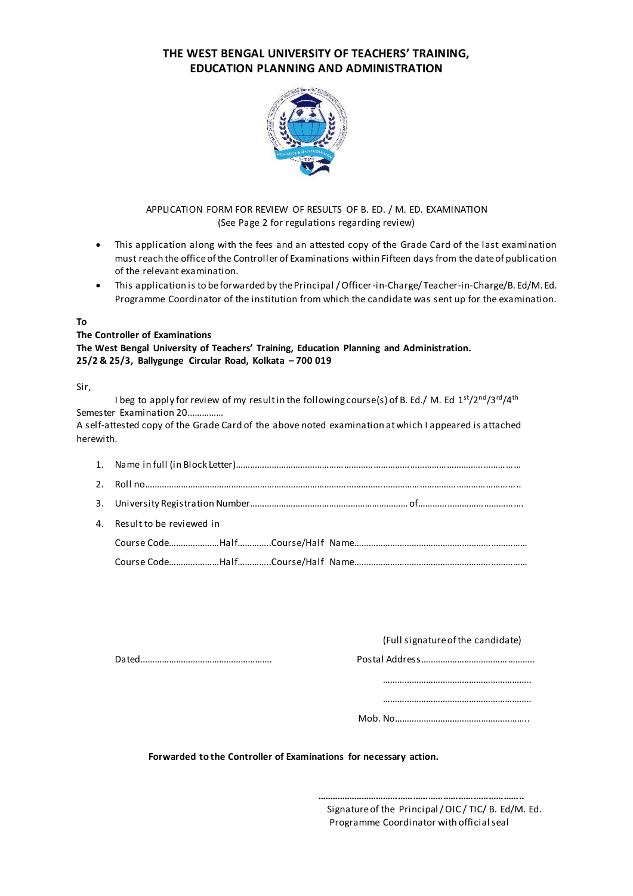# THE WEST BENGAL UNIVERSITY OF TEACHERS' TRAINING, EDUCATION PLANNING AND ADMINISTRATION

APPLICATION FORM FOR REVIEW OF RESULTS OF B. ED. / M. ED. EXAMINATION
(See Page 2 for regulations regarding review)

- This application along with the fees and an attested copy of the Grade Card of the last examination must reach the office of the Controller of Examinations within Fifteen days from the date of publication of the relevant examination.
- This application is to be forwarded by the Principal / Officer-in-Charge/ Teacher-in-Charge/B. Ed/M. Ed. Programme Coordinator of the institution from which the candidate was sent up for the examination.

**To**
**The Controller of Examinations**
**The West Bengal University of Teachers' Training, Education Planning and Administration.**
**25/2 & 25/3, Ballygunge Circular Road, Kolkata – 700 019**

Sir,

I beg to apply for review of my result in the following course(s) of B. Ed./ M. Ed 1st/2nd/3rd/4th Semester Examination 20……………
A self-attested copy of the Grade Card of the above noted examination at which I appeared is attached herewith.

1. Name in full (in Block Letter)……………………………………………………………………………………………………
2. Roll no……………………………………………………………………………………………………………………………………
3. University Registration Number……………………………………………………… of…………………………………….
4. Result to be reviewed in

   Course Code…………………Half………….Course/Half Name……………………………………………………………

   Course Code…………………Half………….Course/Half Name……………………………………………………………

(Full signature of the candidate)

Dated………………………………………………

Postal Address……………………………………….

…………………………………………………….

…………………………………………………….

Mob. No……………………………………………..

**Forwarded to the Controller of Examinations for necessary action.**

**……………………………………………………………**
Signature of the Principal / OIC / TIC/ B. Ed/M. Ed. Programme Coordinator with official seal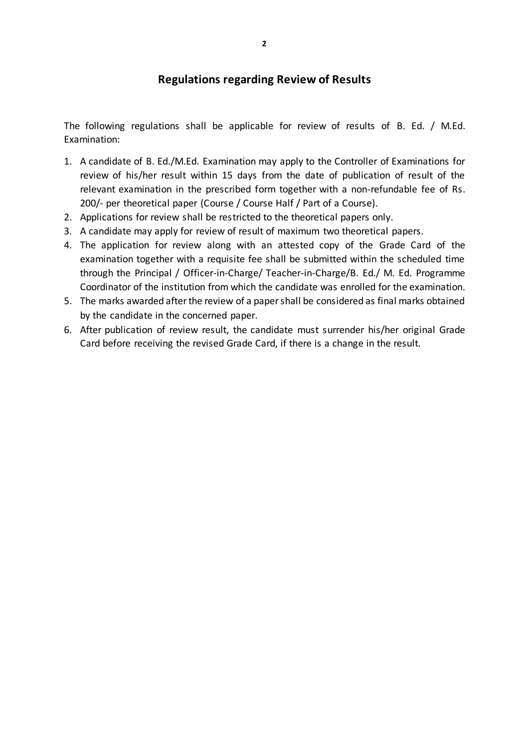## Regulations regarding Review of Results

The following regulations shall be applicable for review of results of B. Ed. / M.Ed. Examination:

1. A candidate of B. Ed./M.Ed. Examination may apply to the Controller of Examinations for review of his/her result within 15 days from the date of publication of result of the relevant examination in the prescribed form together with a non-refundable fee of Rs. 200/- per theoretical paper (Course / Course Half / Part of a Course).
2. Applications for review shall be restricted to the theoretical papers only.
3. A candidate may apply for review of result of maximum two theoretical papers.
4. The application for review along with an attested copy of the Grade Card of the examination together with a requisite fee shall be submitted within the scheduled time through the Principal / Officer-in-Charge/ Teacher-in-Charge/B. Ed./ M. Ed. Programme Coordinator of the institution from which the candidate was enrolled for the examination.
5. The marks awarded after the review of a paper shall be considered as final marks obtained by the candidate in the concerned paper.
6. After publication of review result, the candidate must surrender his/her original Grade Card before receiving the revised Grade Card, if there is a change in the result.